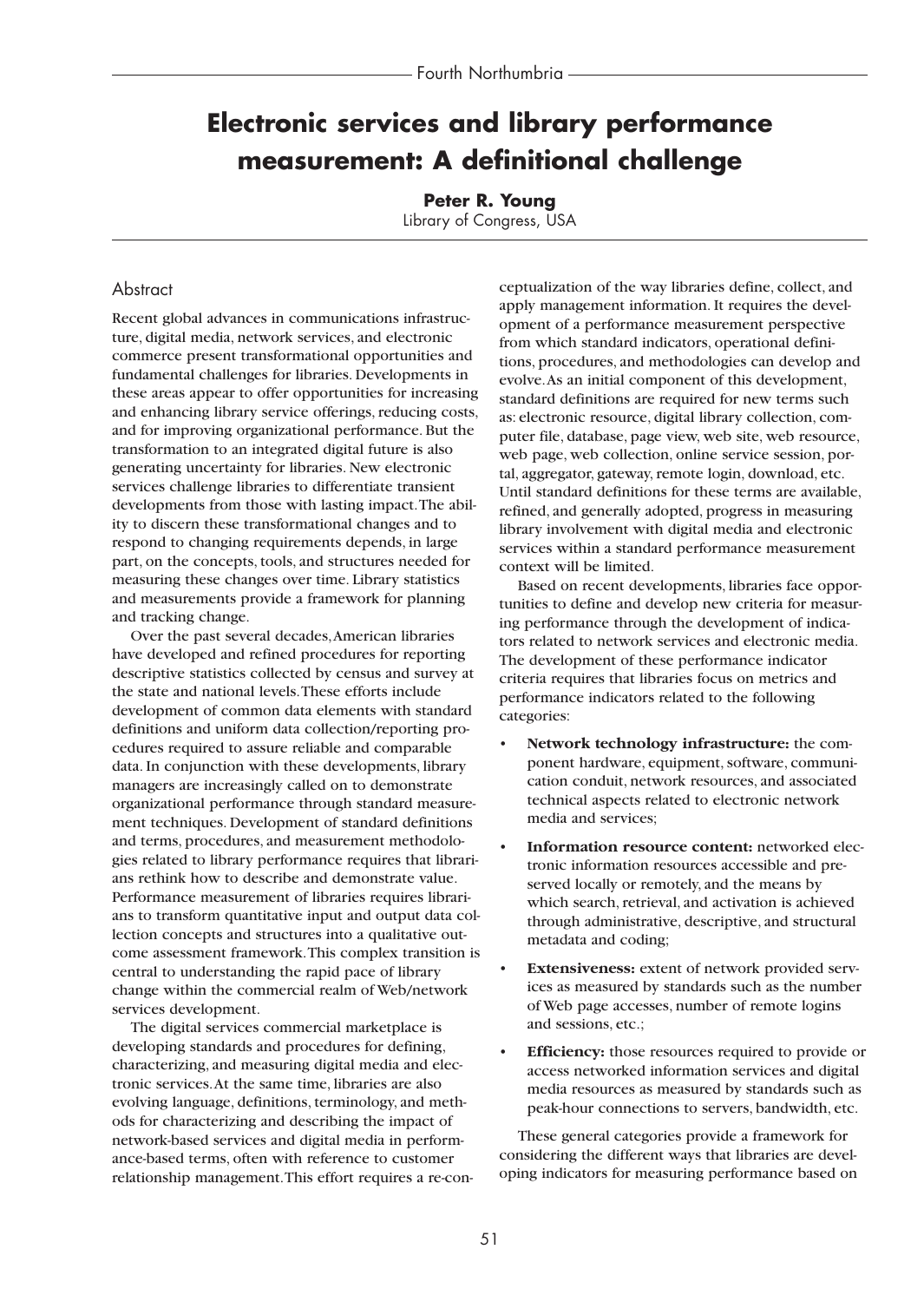# Electronic services and library performance measurement: A definitional challenge

**Peter R. Young**
Library of Congress, USA

## Abstract

Recent global advances in communications infrastructure, digital media, network services, and electronic commerce present transformational opportunities and fundamental challenges for libraries. Developments in these areas appear to offer opportunities for increasing and enhancing library service offerings, reducing costs, and for improving organizational performance. But the transformation to an integrated digital future is also generating uncertainty for libraries. New electronic services challenge libraries to differentiate transient developments from those with lasting impact. The ability to discern these transformational changes and to respond to changing requirements depends, in large part, on the concepts, tools, and structures needed for measuring these changes over time. Library statistics and measurements provide a framework for planning and tracking change.

Over the past several decades, American libraries have developed and refined procedures for reporting descriptive statistics collected by census and survey at the state and national levels. These efforts include development of common data elements with standard definitions and uniform data collection/reporting procedures required to assure reliable and comparable data. In conjunction with these developments, library managers are increasingly called on to demonstrate organizational performance through standard measurement techniques. Development of standard definitions and terms, procedures, and measurement methodologies related to library performance requires that librarians rethink how to describe and demonstrate value. Performance measurement of libraries requires librarians to transform quantitative input and output data collection concepts and structures into a qualitative outcome assessment framework. This complex transition is central to understanding the rapid pace of library change within the commercial realm of Web/network services development.

The digital services commercial marketplace is developing standards and procedures for defining, characterizing, and measuring digital media and electronic services. At the same time, libraries are also evolving language, definitions, terminology, and methods for characterizing and describing the impact of network-based services and digital media in performance-based terms, often with reference to customer relationship management. This effort requires a re-conceptualization of the way libraries define, collect, and apply management information. It requires the development of a performance measurement perspective from which standard indicators, operational definitions, procedures, and methodologies can develop and evolve. As an initial component of this development, standard definitions are required for new terms such as: electronic resource, digital library collection, computer file, database, page view, web site, web resource, web page, web collection, online service session, portal, aggregator, gateway, remote login, download, etc. Until standard definitions for these terms are available, refined, and generally adopted, progress in measuring library involvement with digital media and electronic services within a standard performance measurement context will be limited.

Based on recent developments, libraries face opportunities to define and develop new criteria for measuring performance through the development of indicators related to network services and electronic media. The development of these performance indicator criteria requires that libraries focus on metrics and performance indicators related to the following categories:

- **Network technology infrastructure:** the component hardware, equipment, software, communication conduit, network resources, and associated technical aspects related to electronic network media and services;
- **Information resource content:** networked electronic information resources accessible and preserved locally or remotely, and the means by which search, retrieval, and activation is achieved through administrative, descriptive, and structural metadata and coding;
- **Extensiveness:** extent of network provided services as measured by standards such as the number of Web page accesses, number of remote logins and sessions, etc.;
- **Efficiency:** those resources required to provide or access networked information services and digital media resources as measured by standards such as peak-hour connections to servers, bandwidth, etc.

These general categories provide a framework for considering the different ways that libraries are developing indicators for measuring performance based on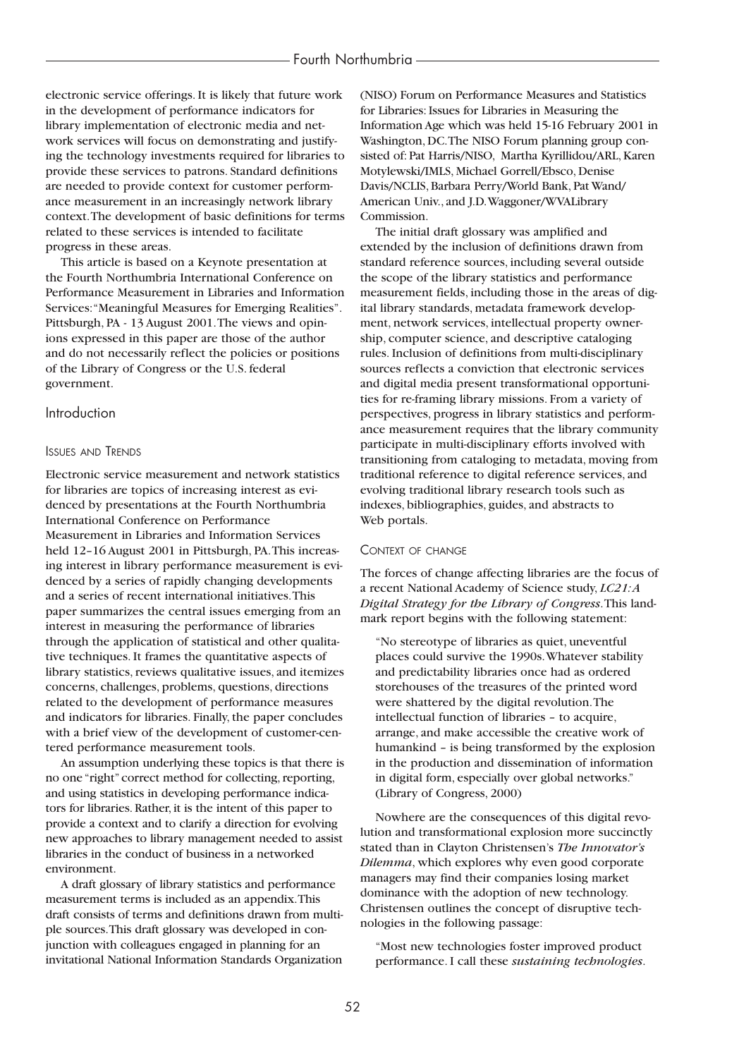electronic service offerings. It is likely that future work in the development of performance indicators for library implementation of electronic media and network services will focus on demonstrating and justifying the technology investments required for libraries to provide these services to patrons. Standard definitions are needed to provide context for customer performance measurement in an increasingly network library context. The development of basic definitions for terms related to these services is intended to facilitate progress in these areas.

This article is based on a Keynote presentation at the Fourth Northumbria International Conference on Performance Measurement in Libraries and Information Services: "Meaningful Measures for Emerging Realities". Pittsburgh, PA - 13 August 2001. The views and opinions expressed in this paper are those of the author and do not necessarily reflect the policies or positions of the Library of Congress or the U.S. federal government.

## Introduction

### Issues and Trends

Electronic service measurement and network statistics for libraries are topics of increasing interest as evidenced by presentations at the Fourth Northumbria International Conference on Performance Measurement in Libraries and Information Services held 12–16 August 2001 in Pittsburgh, PA. This increasing interest in library performance measurement is evidenced by a series of rapidly changing developments and a series of recent international initiatives. This paper summarizes the central issues emerging from an interest in measuring the performance of libraries through the application of statistical and other qualitative techniques. It frames the quantitative aspects of library statistics, reviews qualitative issues, and itemizes concerns, challenges, problems, questions, directions related to the development of performance measures and indicators for libraries. Finally, the paper concludes with a brief view of the development of customer-centered performance measurement tools.

An assumption underlying these topics is that there is no one "right" correct method for collecting, reporting, and using statistics in developing performance indicators for libraries. Rather, it is the intent of this paper to provide a context and to clarify a direction for evolving new approaches to library management needed to assist libraries in the conduct of business in a networked environment.

A draft glossary of library statistics and performance measurement terms is included as an appendix. This draft consists of terms and definitions drawn from multiple sources. This draft glossary was developed in conjunction with colleagues engaged in planning for an invitational National Information Standards Organization (NISO) Forum on Performance Measures and Statistics for Libraries: Issues for Libraries in Measuring the Information Age which was held 15-16 February 2001 in Washington, DC. The NISO Forum planning group consisted of: Pat Harris/NISO, Martha Kyrillidou/ARL, Karen Motylewski/IMLS, Michael Gorrell/Ebsco, Denise Davis/NCLIS, Barbara Perry/World Bank, Pat Wand/American Univ., and J.D. Waggoner/WVALibrary Commission.

The initial draft glossary was amplified and extended by the inclusion of definitions drawn from standard reference sources, including several outside the scope of the library statistics and performance measurement fields, including those in the areas of digital library standards, metadata framework development, network services, intellectual property ownership, computer science, and descriptive cataloging rules. Inclusion of definitions from multi-disciplinary sources reflects a conviction that electronic services and digital media present transformational opportunities for re-framing library missions. From a variety of perspectives, progress in library statistics and performance measurement requires that the library community participate in multi-disciplinary efforts involved with transitioning from cataloging to metadata, moving from traditional reference to digital reference services, and evolving traditional library research tools such as indexes, bibliographies, guides, and abstracts to Web portals.

### Context of Change

The forces of change affecting libraries are the focus of a recent National Academy of Science study, *LC21: A Digital Strategy for the Library of Congress*. This landmark report begins with the following statement:

> "No stereotype of libraries as quiet, uneventful places could survive the 1990s. Whatever stability and predictability libraries once had as ordered storehouses of the treasures of the printed word were shattered by the digital revolution. The intellectual function of libraries – to acquire, arrange, and make accessible the creative work of humankind – is being transformed by the explosion in the production and dissemination of information in digital form, especially over global networks." (Library of Congress, 2000)

Nowhere are the consequences of this digital revolution and transformational explosion more succinctly stated than in Clayton Christensen's *The Innovator's Dilemma*, which explores why even good corporate managers may find their companies losing market dominance with the adoption of new technology. Christensen outlines the concept of disruptive technologies in the following passage:

> "Most new technologies foster improved product performance. I call these *sustaining technologies*.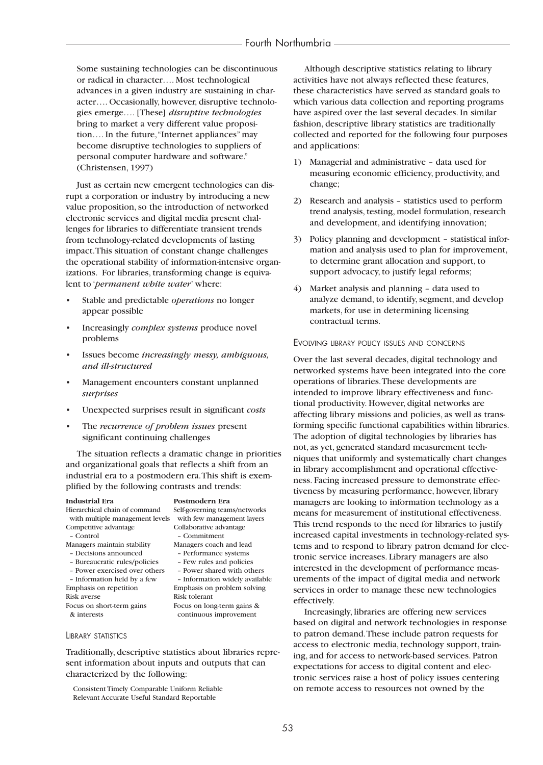Some sustaining technologies can be discontinuous or radical in character…. Most technological advances in a given industry are sustaining in character…. Occasionally, however, disruptive technologies emerge…. [These] *disruptive technologies* bring to market a very different value proposition…. In the future, "Internet appliances" may become disruptive technologies to suppliers of personal computer hardware and software." (Christensen, 1997)

Just as certain new emergent technologies can disrupt a corporation or industry by introducing a new value proposition, so the introduction of networked electronic services and digital media present challenges for libraries to differentiate transient trends from technology-related developments of lasting impact. This situation of constant change challenges the operational stability of information-intensive organizations. For libraries, transforming change is equivalent to '*permanent white water*' where:

- Stable and predictable *operations* no longer appear possible
- Increasingly *complex systems* produce novel problems
- Issues become *increasingly messy, ambiguous, and ill-structured*
- Management encounters constant unplanned *surprises*
- Unexpected surprises result in significant *costs*
- The *recurrence of problem issues* present significant continuing challenges

The situation reflects a dramatic change in priorities and organizational goals that reflects a shift from an industrial era to a postmodern era. This shift is exemplified by the following contrasts and trends:

| **Industrial Era** | **Postmodern Era** |
|---|---|
| Hierarchical chain of command with multiple management levels | Self-governing teams/networks with few management layers |
| Competitive advantage | Collaborative advantage |
| – Control | – Commitment |
| Managers maintain stability | Managers coach and lead |
| – Decisions announced | – Performance systems |
| – Bureaucratic rules/policies | – Few rules and policies |
| – Power exercised over others | – Power shared with others |
| – Information held by a few | – Information widely available |
| Emphasis on repetition | Emphasis on problem solving |
| Risk averse | Risk tolerant |
| Focus on short-term gains & interests | Focus on long-term gains & continuous improvement |

## Library statistics

Traditionally, descriptive statistics about libraries represent information about inputs and outputs that can characterized by the following:

Consistent Timely Comparable Uniform Reliable
Relevant Accurate Useful Standard Reportable

Although descriptive statistics relating to library activities have not always reflected these features, these characteristics have served as standard goals to which various data collection and reporting programs have aspired over the last several decades. In similar fashion, descriptive library statistics are traditionally collected and reported for the following four purposes and applications:

1) Managerial and administrative – data used for measuring economic efficiency, productivity, and change;
2) Research and analysis – statistics used to perform trend analysis, testing, model formulation, research and development, and identifying innovation;
3) Policy planning and development – statistical information and analysis used to plan for improvement, to determine grant allocation and support, to support advocacy, to justify legal reforms;
4) Market analysis and planning – data used to analyze demand, to identify, segment, and develop markets, for use in determining licensing contractual terms.

## Evolving library policy issues and concerns

Over the last several decades, digital technology and networked systems have been integrated into the core operations of libraries. These developments are intended to improve library effectiveness and functional productivity. However, digital networks are affecting library missions and policies, as well as transforming specific functional capabilities within libraries. The adoption of digital technologies by libraries has not, as yet, generated standard measurement techniques that uniformly and systematically chart changes in library accomplishment and operational effectiveness. Facing increased pressure to demonstrate effectiveness by measuring performance, however, library managers are looking to information technology as a means for measurement of institutional effectiveness. This trend responds to the need for libraries to justify increased capital investments in technology-related systems and to respond to library patron demand for electronic service increases. Library managers are also interested in the development of performance measurements of the impact of digital media and network services in order to manage these new technologies effectively.

Increasingly, libraries are offering new services based on digital and network technologies in response to patron demand. These include patron requests for access to electronic media, technology support, training, and for access to network-based services. Patron expectations for access to digital content and electronic services raise a host of policy issues centering on remote access to resources not owned by the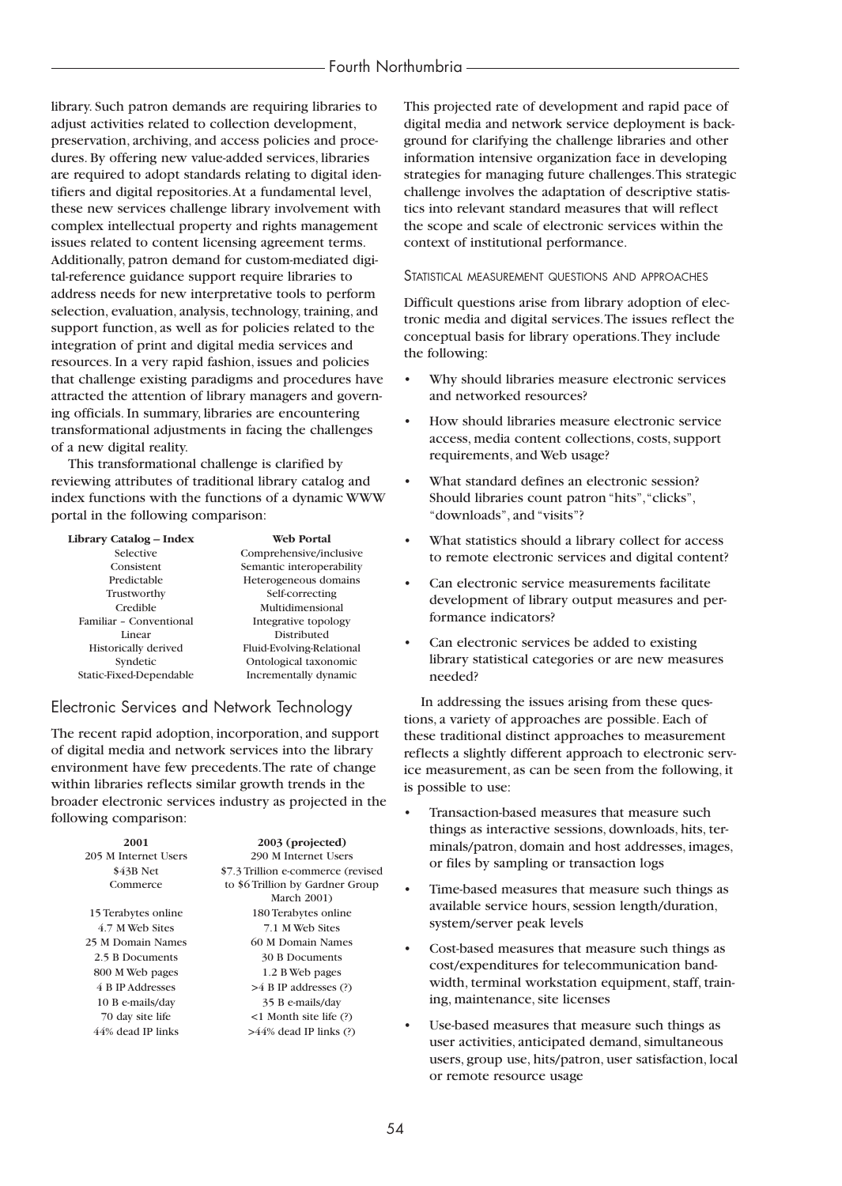library. Such patron demands are requiring libraries to adjust activities related to collection development, preservation, archiving, and access policies and procedures. By offering new value-added services, libraries are required to adopt standards relating to digital identifiers and digital repositories. At a fundamental level, these new services challenge library involvement with complex intellectual property and rights management issues related to content licensing agreement terms. Additionally, patron demand for custom-mediated digital-reference guidance support require libraries to address needs for new interpretative tools to perform selection, evaluation, analysis, technology, training, and support function, as well as for policies related to the integration of print and digital media services and resources. In a very rapid fashion, issues and policies that challenge existing paradigms and procedures have attracted the attention of library managers and governing officials. In summary, libraries are encountering transformational adjustments in facing the challenges of a new digital reality.

This transformational challenge is clarified by reviewing attributes of traditional library catalog and index functions with the functions of a dynamic WWW portal in the following comparison:

| Library Catalog – Index | Web Portal |
|---|---|
| Selective | Comprehensive/inclusive |
| Consistent | Semantic interoperability |
| Predictable | Heterogeneous domains |
| Trustworthy | Self-correcting |
| Credible | Multidimensional |
| Familiar – Conventional | Integrative topology |
| Linear | Distributed |
| Historically derived | Fluid-Evolving-Relational |
| Syndetic | Ontological taxonomic |
| Static-Fixed-Dependable | Incrementally dynamic |

## Electronic Services and Network Technology

The recent rapid adoption, incorporation, and support of digital media and network services into the library environment have few precedents. The rate of change within libraries reflects similar growth trends in the broader electronic services industry as projected in the following comparison:

| 2001 | 2003 (projected) |
|---|---|
| 205 M Internet Users | 290 M Internet Users |
| $43B Net Commerce | $7.3 Trillion e-commerce (revised to $6 Trillion by Gardner Group March 2001) |
| 15 Terabytes online | 180 Terabytes online |
| 4.7 M Web Sites | 7.1 M Web Sites |
| 25 M Domain Names | 60 M Domain Names |
| 2.5 B Documents | 30 B Documents |
| 800 M Web pages | 1.2 B Web pages |
| 4 B IP Addresses | >4 B IP addresses (?) |
| 10 B e-mails/day | 35 B e-mails/day |
| 70 day site life | <1 Month site life (?) |
| 44% dead IP links | >44% dead IP links (?) |

This projected rate of development and rapid pace of digital media and network service deployment is background for clarifying the challenge libraries and other information intensive organization face in developing strategies for managing future challenges. This strategic challenge involves the adaptation of descriptive statistics into relevant standard measures that will reflect the scope and scale of electronic services within the context of institutional performance.

### Statistical measurement questions and approaches

Difficult questions arise from library adoption of electronic media and digital services. The issues reflect the conceptual basis for library operations. They include the following:

- Why should libraries measure electronic services and networked resources?
- How should libraries measure electronic service access, media content collections, costs, support requirements, and Web usage?
- What standard defines an electronic session? Should libraries count patron "hits", "clicks", "downloads", and "visits"?
- What statistics should a library collect for access to remote electronic services and digital content?
- Can electronic service measurements facilitate development of library output measures and performance indicators?
- Can electronic services be added to existing library statistical categories or are new measures needed?

In addressing the issues arising from these questions, a variety of approaches are possible. Each of these traditional distinct approaches to measurement reflects a slightly different approach to electronic service measurement, as can be seen from the following, it is possible to use:

- Transaction-based measures that measure such things as interactive sessions, downloads, hits, terminals/patron, domain and host addresses, images, or files by sampling or transaction logs
- Time-based measures that measure such things as available service hours, session length/duration, system/server peak levels
- Cost-based measures that measure such things as cost/expenditures for telecommunication bandwidth, terminal workstation equipment, staff, training, maintenance, site licenses
- Use-based measures that measure such things as user activities, anticipated demand, simultaneous users, group use, hits/patron, user satisfaction, local or remote resource usage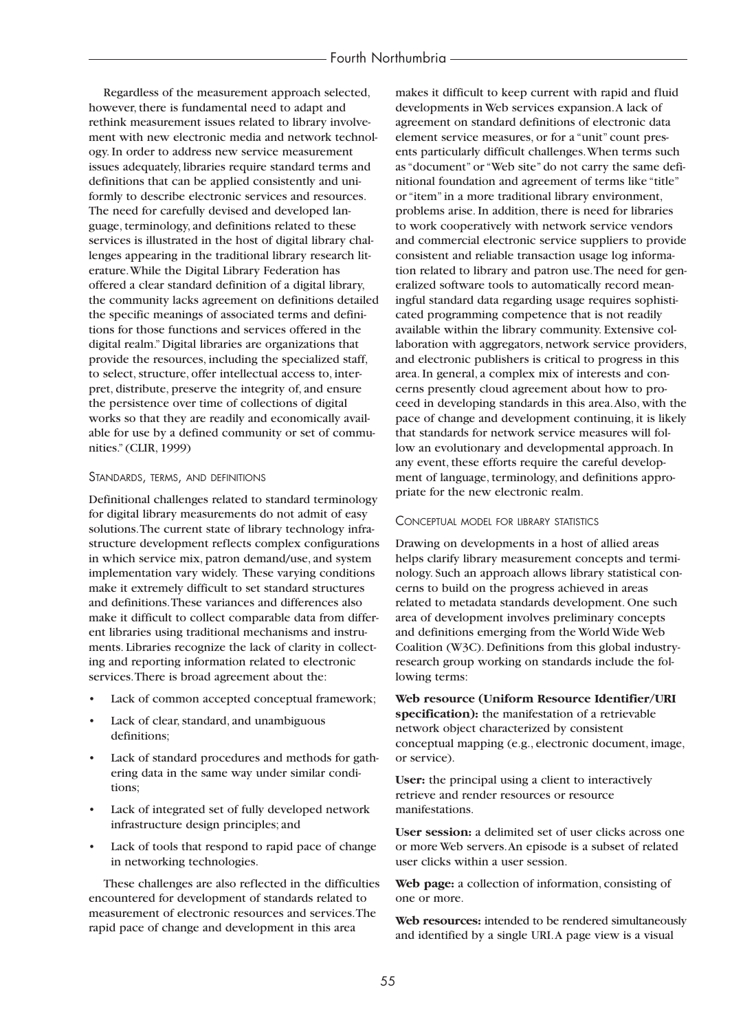Regardless of the measurement approach selected, however, there is fundamental need to adapt and rethink measurement issues related to library involvement with new electronic media and network technology. In order to address new service measurement issues adequately, libraries require standard terms and definitions that can be applied consistently and uniformly to describe electronic services and resources. The need for carefully devised and developed language, terminology, and definitions related to these services is illustrated in the host of digital library challenges appearing in the traditional library research literature. While the Digital Library Federation has offered a clear standard definition of a digital library, the community lacks agreement on definitions detailed the specific meanings of associated terms and definitions for those functions and services offered in the digital realm." Digital libraries are organizations that provide the resources, including the specialized staff, to select, structure, offer intellectual access to, interpret, distribute, preserve the integrity of, and ensure the persistence over time of collections of digital works so that they are readily and economically available for use by a defined community or set of communities." (CLIR, 1999)

### Standards, terms, and definitions

Definitional challenges related to standard terminology for digital library measurements do not admit of easy solutions. The current state of library technology infrastructure development reflects complex configurations in which service mix, patron demand/use, and system implementation vary widely. These varying conditions make it extremely difficult to set standard structures and definitions. These variances and differences also make it difficult to collect comparable data from different libraries using traditional mechanisms and instruments. Libraries recognize the lack of clarity in collecting and reporting information related to electronic services. There is broad agreement about the:

- Lack of common accepted conceptual framework;
- Lack of clear, standard, and unambiguous definitions;
- Lack of standard procedures and methods for gathering data in the same way under similar conditions;
- Lack of integrated set of fully developed network infrastructure design principles; and
- Lack of tools that respond to rapid pace of change in networking technologies.

These challenges are also reflected in the difficulties encountered for development of standards related to measurement of electronic resources and services. The rapid pace of change and development in this area makes it difficult to keep current with rapid and fluid developments in Web services expansion. A lack of agreement on standard definitions of electronic data element service measures, or for a "unit" count presents particularly difficult challenges. When terms such as "document" or "Web site" do not carry the same definitional foundation and agreement of terms like "title" or "item" in a more traditional library environment, problems arise. In addition, there is need for libraries to work cooperatively with network service vendors and commercial electronic service suppliers to provide consistent and reliable transaction usage log information related to library and patron use. The need for generalized software tools to automatically record meaningful standard data regarding usage requires sophisticated programming competence that is not readily available within the library community. Extensive collaboration with aggregators, network service providers, and electronic publishers is critical to progress in this area. In general, a complex mix of interests and concerns presently cloud agreement about how to proceed in developing standards in this area. Also, with the pace of change and development continuing, it is likely that standards for network service measures will follow an evolutionary and developmental approach. In any event, these efforts require the careful development of language, terminology, and definitions appropriate for the new electronic realm.

### Conceptual model for library statistics

Drawing on developments in a host of allied areas helps clarify library measurement concepts and terminology. Such an approach allows library statistical concerns to build on the progress achieved in areas related to metadata standards development. One such area of development involves preliminary concepts and definitions emerging from the World Wide Web Coalition (W3C). Definitions from this global industry-research group working on standards include the following terms:

**Web resource (Uniform Resource Identifier/URI specification):** the manifestation of a retrievable network object characterized by consistent conceptual mapping (e.g., electronic document, image, or service).

**User:** the principal using a client to interactively retrieve and render resources or resource manifestations.

**User session:** a delimited set of user clicks across one or more Web servers. An episode is a subset of related user clicks within a user session.

**Web page:** a collection of information, consisting of one or more.

**Web resources:** intended to be rendered simultaneously and identified by a single URI. A page view is a visual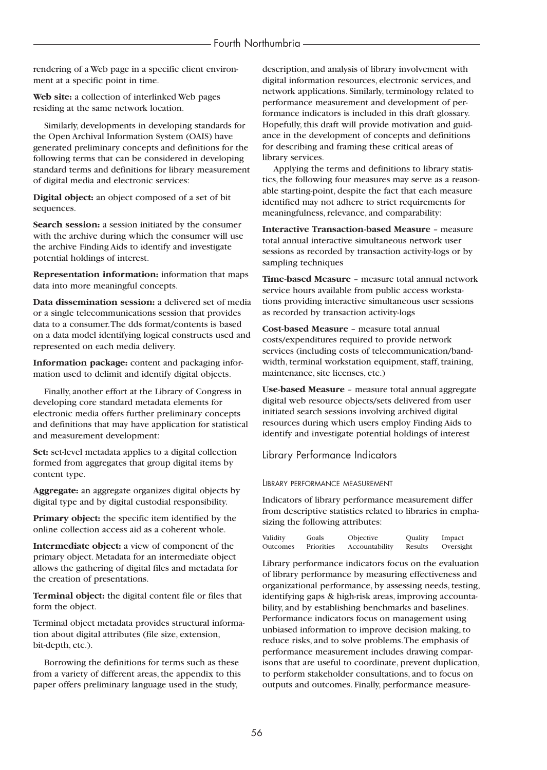rendering of a Web page in a specific client environment at a specific point in time.

**Web site:** a collection of interlinked Web pages residing at the same network location.

Similarly, developments in developing standards for the Open Archival Information System (OAIS) have generated preliminary concepts and definitions for the following terms that can be considered in developing standard terms and definitions for library measurement of digital media and electronic services:

**Digital object:** an object composed of a set of bit sequences.

**Search session:** a session initiated by the consumer with the archive during which the consumer will use the archive Finding Aids to identify and investigate potential holdings of interest.

**Representation information:** information that maps data into more meaningful concepts.

**Data dissemination session:** a delivered set of media or a single telecommunications session that provides data to a consumer.The dds format/contents is based on a data model identifying logical constructs used and represented on each media delivery.

**Information package:** content and packaging information used to delimit and identify digital objects.

Finally, another effort at the Library of Congress in developing core standard metadata elements for electronic media offers further preliminary concepts and definitions that may have application for statistical and measurement development:

**Set:** set-level metadata applies to a digital collection formed from aggregates that group digital items by content type.

**Aggregate:** an aggregate organizes digital objects by digital type and by digital custodial responsibility.

**Primary object:** the specific item identified by the online collection access aid as a coherent whole.

**Intermediate object:** a view of component of the primary object. Metadata for an intermediate object allows the gathering of digital files and metadata for the creation of presentations.

**Terminal object:** the digital content file or files that form the object.

Terminal object metadata provides structural information about digital attributes (file size, extension, bit-depth, etc.).

Borrowing the definitions for terms such as these from a variety of different areas, the appendix to this paper offers preliminary language used in the study, description, and analysis of library involvement with digital information resources, electronic services, and network applications. Similarly, terminology related to performance measurement and development of performance indicators is included in this draft glossary. Hopefully, this draft will provide motivation and guidance in the development of concepts and definitions for describing and framing these critical areas of library services.

Applying the terms and definitions to library statistics, the following four measures may serve as a reasonable starting-point, despite the fact that each measure identified may not adhere to strict requirements for meaningfulness, relevance, and comparability:

**Interactive Transaction-based Measure** – measure total annual interactive simultaneous network user sessions as recorded by transaction activity-logs or by sampling techniques

**Time-based Measure** – measure total annual network service hours available from public access workstations providing interactive simultaneous user sessions as recorded by transaction activity-logs

**Cost-based Measure** – measure total annual costs/expenditures required to provide network services (including costs of telecommunication/bandwidth, terminal workstation equipment, staff, training, maintenance, site licenses, etc.)

**Use-based Measure** – measure total annual aggregate digital web resource objects/sets delivered from user initiated search sessions involving archived digital resources during which users employ Finding Aids to identify and investigate potential holdings of interest

## Library Performance Indicators

### Library performance measurement

Indicators of library performance measurement differ from descriptive statistics related to libraries in emphasizing the following attributes:

| | | | | |
|---|---|---|---|---|
| Validity | Goals | Objective | Quality | Impact |
| Outcomes | Priorities | Accountability | Results | Oversight |

Library performance indicators focus on the evaluation of library performance by measuring effectiveness and organizational performance, by assessing needs, testing, identifying gaps & high-risk areas, improving accountability, and by establishing benchmarks and baselines. Performance indicators focus on management using unbiased information to improve decision making, to reduce risks, and to solve problems.The emphasis of performance measurement includes drawing comparisons that are useful to coordinate, prevent duplication, to perform stakeholder consultations, and to focus on outputs and outcomes. Finally, performance measure-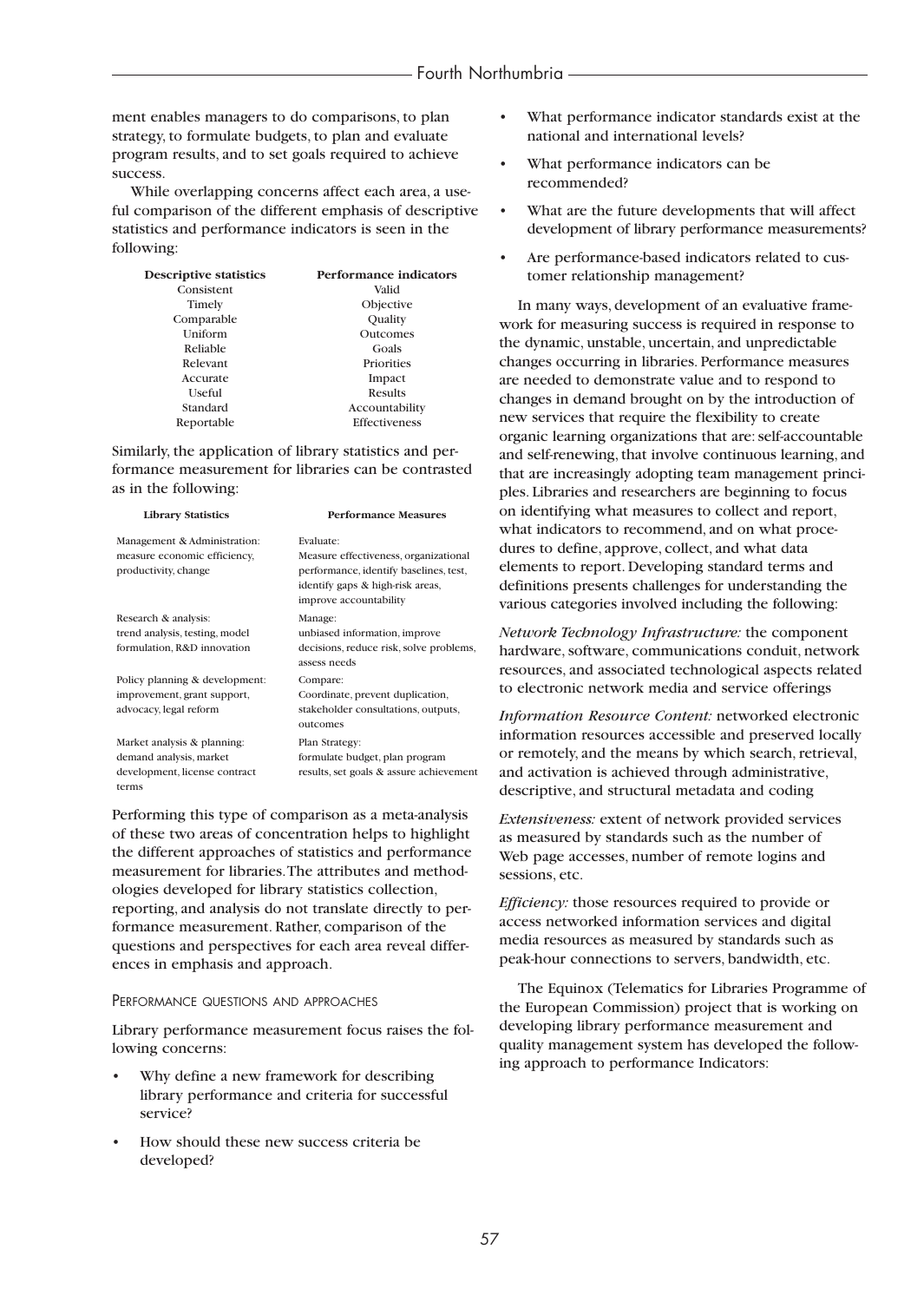ment enables managers to do comparisons, to plan strategy, to formulate budgets, to plan and evaluate program results, and to set goals required to achieve success.

While overlapping concerns affect each area, a useful comparison of the different emphasis of descriptive statistics and performance indicators is seen in the following:

| Descriptive statistics | Performance indicators |
|---|---|
| Consistent | Valid |
| Timely | Objective |
| Comparable | Quality |
| Uniform | Outcomes |
| Reliable | Goals |
| Relevant | Priorities |
| Accurate | Impact |
| Useful | Results |
| Standard | Accountability |
| Reportable | Effectiveness |

Similarly, the application of library statistics and performance measurement for libraries can be contrasted as in the following:

| Library Statistics | Performance Measures |
|---|---|
| Management & Administration: measure economic efficiency, productivity, change | Evaluate: Measure effectiveness, organizational performance, identify baselines, test, identify gaps & high-risk areas, improve accountability |
| Research & analysis: trend analysis, testing, model formulation, R&D innovation | Manage: unbiased information, improve decisions, reduce risk, solve problems, assess needs |
| Policy planning & development: improvement, grant support, advocacy, legal reform | Compare: Coordinate, prevent duplication, stakeholder consultations, outputs, outcomes |
| Market analysis & planning: demand analysis, market development, license contract terms | Plan Strategy: formulate budget, plan program results, set goals & assure achievement |

Performing this type of comparison as a meta-analysis of these two areas of concentration helps to highlight the different approaches of statistics and performance measurement for libraries. The attributes and methodologies developed for library statistics collection, reporting, and analysis do not translate directly to performance measurement. Rather, comparison of the questions and perspectives for each area reveal differences in emphasis and approach.

### Performance questions and approaches

Library performance measurement focus raises the following concerns:

- Why define a new framework for describing library performance and criteria for successful service?
- How should these new success criteria be developed?
- What performance indicator standards exist at the national and international levels?
- What performance indicators can be recommended?
- What are the future developments that will affect development of library performance measurements?
- Are performance-based indicators related to customer relationship management?

In many ways, development of an evaluative framework for measuring success is required in response to the dynamic, unstable, uncertain, and unpredictable changes occurring in libraries. Performance measures are needed to demonstrate value and to respond to changes in demand brought on by the introduction of new services that require the flexibility to create organic learning organizations that are: self-accountable and self-renewing, that involve continuous learning, and that are increasingly adopting team management principles. Libraries and researchers are beginning to focus on identifying what measures to collect and report, what indicators to recommend, and on what procedures to define, approve, collect, and what data elements to report. Developing standard terms and definitions presents challenges for understanding the various categories involved including the following:

*Network Technology Infrastructure:* the component hardware, software, communications conduit, network resources, and associated technological aspects related to electronic network media and service offerings

*Information Resource Content:* networked electronic information resources accessible and preserved locally or remotely, and the means by which search, retrieval, and activation is achieved through administrative, descriptive, and structural metadata and coding

*Extensiveness:* extent of network provided services as measured by standards such as the number of Web page accesses, number of remote logins and sessions, etc.

*Efficiency:* those resources required to provide or access networked information services and digital media resources as measured by standards such as peak-hour connections to servers, bandwidth, etc.

The Equinox (Telematics for Libraries Programme of the European Commission) project that is working on developing library performance measurement and quality management system has developed the following approach to performance Indicators: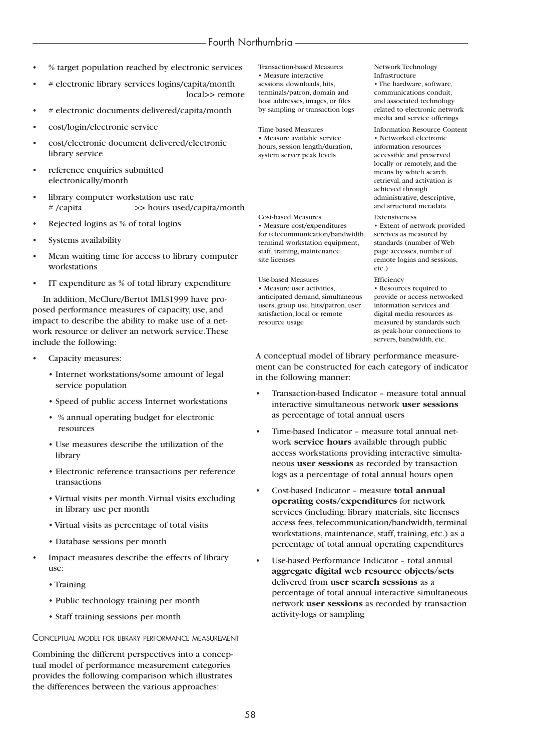- % target population reached by electronic services
- # electronic library services logins/capita/month local>> remote
- # electronic documents delivered/capita/month
- cost/login/electronic service
- cost/electronic document delivered/electronic library service
- reference enquiries submitted electronically/month
- library computer workstation use rate # /capita >> hours used/capita/month
- Rejected logins as % of total logins
- Systems availability
- Mean waiting time for access to library computer workstations
- IT expenditure as % of total library expenditure

In addition, McClure/Bertot IMLS1999 have proposed performance measures of capacity, use, and impact to describe the ability to make use of a network resource or deliver an network service. These include the following:

- Capacity measures:
  - Internet workstations/some amount of legal service population
  - Speed of public access Internet workstations
  - % annual operating budget for electronic resources
  - Use measures describe the utilization of the library
  - Electronic reference transactions per reference transactions
  - Virtual visits per month. Virtual visits excluding in library use per month
  - Virtual visits as percentage of total visits
  - Database sessions per month
- Impact measures describe the effects of library use:
  - Training
  - Public technology training per month
  - Staff training sessions per month

## Conceptual model for library performance measurement

Combining the different perspectives into a conceptual model of performance measurement categories provides the following comparison which illustrates the differences between the various approaches:

| | |
|---|---|
| Transaction-based Measures<br>• Measure interactive sessions, downloads, hits, terminals/patron, domain and host addresses, images, or files by sampling or transaction logs | Network Technology Infrastructure<br>• The hardware, software, communications conduit, and associated technology related to electronic network media and service offerings |
| Time-based Measures<br>• Measure available service hours, session length/duration, system server peak levels | Information Resource Content<br>• Networked electronic information resources accessible and preserved locally or remotely, and the means by which search, retrieval, and activation is achieved through administrative, descriptive, and structural metadata |
| Cost-based Measures<br>• Measure cost/expenditures for telecommunication/bandwidth, terminal workstation equipment, staff, training, maintenance, site licenses | Extensiveness<br>• Extent of network provided sercives as measured by standards (number of Web page accesses, number of remote logins and sessions, etc.) |
| Use-based Measures<br>• Measure user activities, anticipated demand, simultaneous users, group use, hits/patron, user satisfaction, local or remote resource usage | Efficiency<br>• Resources required to provide or access networked information services and digital media resources as measured by standards such as peak-hour connections to servers, bandwidth, etc. |

A conceptual model of library performance measurement can be constructed for each category of indicator in the following manner:

- Transaction-based Indicator – measure total annual interactive simultaneous network **user sessions** as percentage of total annual users
- Time-based Indicator – measure total annual network **service hours** available through public access workstations providing interactive simultaneous **user sessions** as recorded by transaction logs as a percentage of total annual hours open
- Cost-based Indicator – measure **total annual operating costs/expenditures** for network services (including: library materials, site licenses access fees, telecommunication/bandwidth, terminal workstations, maintenance, staff, training, etc.) as a percentage of total annual operating expenditures
- Use-based Performance Indicator – total annual **aggregate digital web resource objects/sets** delivered from **user search sessions** as a percentage of total annual interactive simultaneous network **user sessions** as recorded by transaction activity-logs or sampling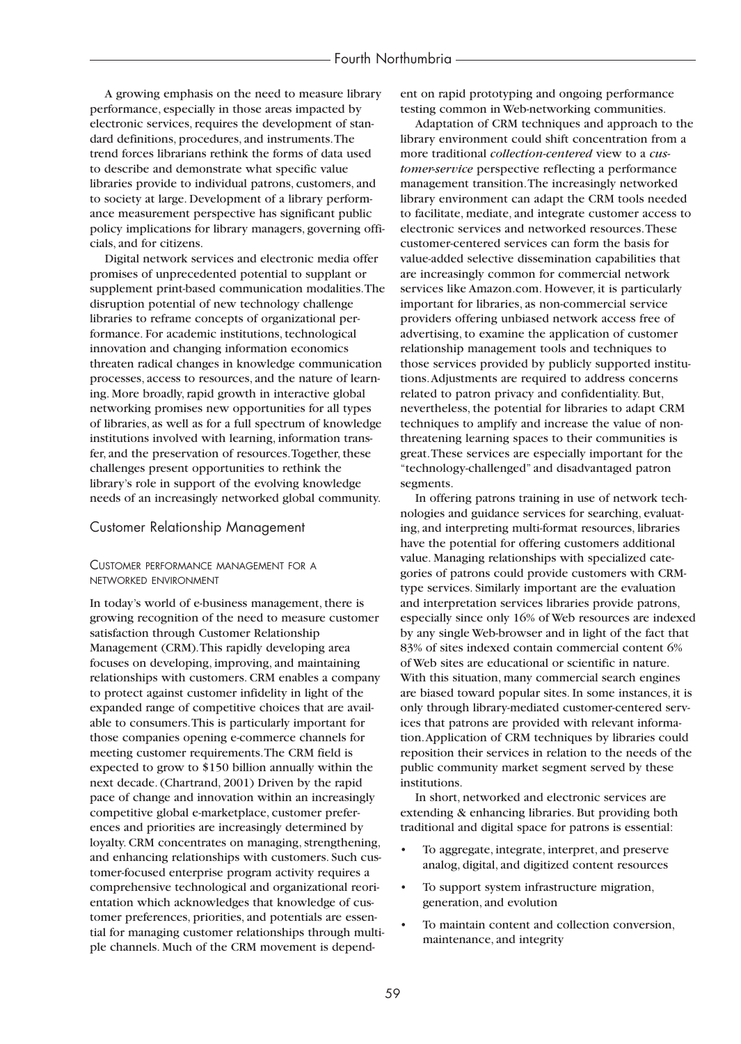A growing emphasis on the need to measure library performance, especially in those areas impacted by electronic services, requires the development of standard definitions, procedures, and instruments. The trend forces librarians rethink the forms of data used to describe and demonstrate what specific value libraries provide to individual patrons, customers, and to society at large. Development of a library performance measurement perspective has significant public policy implications for library managers, governing officials, and for citizens.

Digital network services and electronic media offer promises of unprecedented potential to supplant or supplement print-based communication modalities. The disruption potential of new technology challenge libraries to reframe concepts of organizational performance. For academic institutions, technological innovation and changing information economics threaten radical changes in knowledge communication processes, access to resources, and the nature of learning. More broadly, rapid growth in interactive global networking promises new opportunities for all types of libraries, as well as for a full spectrum of knowledge institutions involved with learning, information transfer, and the preservation of resources. Together, these challenges present opportunities to rethink the library's role in support of the evolving knowledge needs of an increasingly networked global community.

## Customer Relationship Management

### Customer performance management for a networked environment

In today's world of e-business management, there is growing recognition of the need to measure customer satisfaction through Customer Relationship Management (CRM). This rapidly developing area focuses on developing, improving, and maintaining relationships with customers. CRM enables a company to protect against customer infidelity in light of the expanded range of competitive choices that are available to consumers. This is particularly important for those companies opening e-commerce channels for meeting customer requirements. The CRM field is expected to grow to $150 billion annually within the next decade. (Chartrand, 2001) Driven by the rapid pace of change and innovation within an increasingly competitive global e-marketplace, customer preferences and priorities are increasingly determined by loyalty. CRM concentrates on managing, strengthening, and enhancing relationships with customers. Such customer-focused enterprise program activity requires a comprehensive technological and organizational reorientation which acknowledges that knowledge of customer preferences, priorities, and potentials are essential for managing customer relationships through multiple channels. Much of the CRM movement is dependent on rapid prototyping and ongoing performance testing common in Web-networking communities.

Adaptation of CRM techniques and approach to the library environment could shift concentration from a more traditional *collection-centered* view to a *customer-service* perspective reflecting a performance management transition. The increasingly networked library environment can adapt the CRM tools needed to facilitate, mediate, and integrate customer access to electronic services and networked resources. These customer-centered services can form the basis for value-added selective dissemination capabilities that are increasingly common for commercial network services like Amazon.com. However, it is particularly important for libraries, as non-commercial service providers offering unbiased network access free of advertising, to examine the application of customer relationship management tools and techniques to those services provided by publicly supported institutions. Adjustments are required to address concerns related to patron privacy and confidentiality. But, nevertheless, the potential for libraries to adapt CRM techniques to amplify and increase the value of non-threatening learning spaces to their communities is great. These services are especially important for the "technology-challenged" and disadvantaged patron segments.

In offering patrons training in use of network technologies and guidance services for searching, evaluating, and interpreting multi-format resources, libraries have the potential for offering customers additional value. Managing relationships with specialized categories of patrons could provide customers with CRM-type services. Similarly important are the evaluation and interpretation services libraries provide patrons, especially since only 16% of Web resources are indexed by any single Web-browser and in light of the fact that 83% of sites indexed contain commercial content 6% of Web sites are educational or scientific in nature. With this situation, many commercial search engines are biased toward popular sites. In some instances, it is only through library-mediated customer-centered services that patrons are provided with relevant information. Application of CRM techniques by libraries could reposition their services in relation to the needs of the public community market segment served by these institutions.

In short, networked and electronic services are extending & enhancing libraries. But providing both traditional and digital space for patrons is essential:

- To aggregate, integrate, interpret, and preserve analog, digital, and digitized content resources
- To support system infrastructure migration, generation, and evolution
- To maintain content and collection conversion, maintenance, and integrity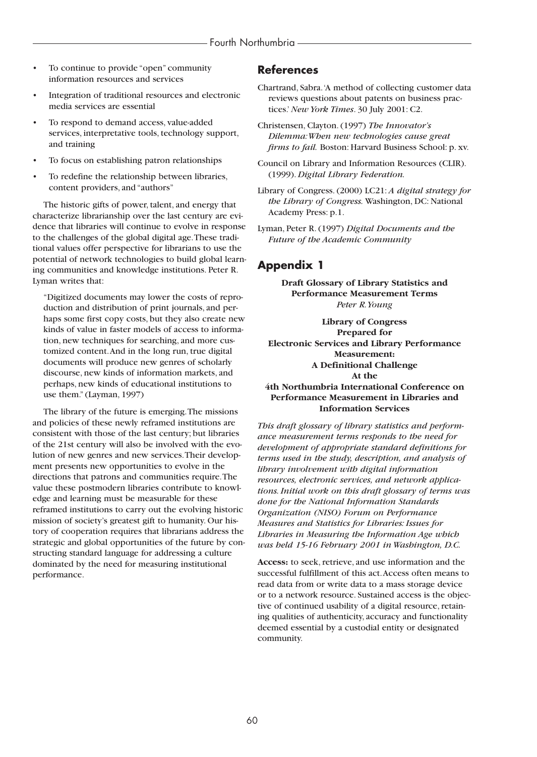- To continue to provide "open" community information resources and services
- Integration of traditional resources and electronic media services are essential
- To respond to demand access, value-added services, interpretative tools, technology support, and training
- To focus on establishing patron relationships
- To redefine the relationship between libraries, content providers, and "authors"

The historic gifts of power, talent, and energy that characterize librarianship over the last century are evidence that libraries will continue to evolve in response to the challenges of the global digital age. These traditional values offer perspective for librarians to use the potential of network technologies to build global learning communities and knowledge institutions. Peter R. Lyman writes that:

> "Digitized documents may lower the costs of reproduction and distribution of print journals, and perhaps some first copy costs, but they also create new kinds of value in faster models of access to information, new techniques for searching, and more customized content. And in the long run, true digital documents will produce new genres of scholarly discourse, new kinds of information markets, and perhaps, new kinds of educational institutions to use them." (Layman, 1997)

The library of the future is emerging. The missions and policies of these newly reframed institutions are consistent with those of the last century; but libraries of the 21st century will also be involved with the evolution of new genres and new services. Their development presents new opportunities to evolve in the directions that patrons and communities require. The value these postmodern libraries contribute to knowledge and learning must be measurable for these reframed institutions to carry out the evolving historic mission of society's greatest gift to humanity. Our history of cooperation requires that librarians address the strategic and global opportunities of the future by constructing standard language for addressing a culture dominated by the need for measuring institutional performance.

## References

Chartrand, Sabra. 'A method of collecting customer data reviews questions about patents on business practices.' *New York Times*. 30 July 2001: C2.

Christensen, Clayton. (1997) *The Innovator's Dilemma: When new technologies cause great firms to fail.* Boston: Harvard Business School: p. xv.

Council on Library and Information Resources (CLIR). (1999). *Digital Library Federation.*

Library of Congress. (2000) LC21: *A digital strategy for the Library of Congress.* Washington, DC: National Academy Press: p.1.

Lyman, Peter R. (1997) *Digital Documents and the Future of the Academic Community*

## Appendix 1

**Draft Glossary of Library Statistics and Performance Measurement Terms**
*Peter R. Young*

**Library of Congress**
**Prepared for**
**Electronic Services and Library Performance Measurement:**
**A Definitional Challenge**
**At the**
**4th Northumbria International Conference on Performance Measurement in Libraries and Information Services**

*This draft glossary of library statistics and performance measurement terms responds to the need for development of appropriate standard definitions for terms used in the study, description, and analysis of library involvement with digital information resources, electronic services, and network applications. Initial work on this draft glossary of terms was done for the National Information Standards Organization (NISO) Forum on Performance Measures and Statistics for Libraries: Issues for Libraries in Measuring the Information Age which was held 15-16 February 2001 in Washington, D.C.*

**Access:** to seek, retrieve, and use information and the successful fulfillment of this act. Access often means to read data from or write data to a mass storage device or to a network resource. Sustained access is the objective of continued usability of a digital resource, retaining qualities of authenticity, accuracy and functionality deemed essential by a custodial entity or designated community.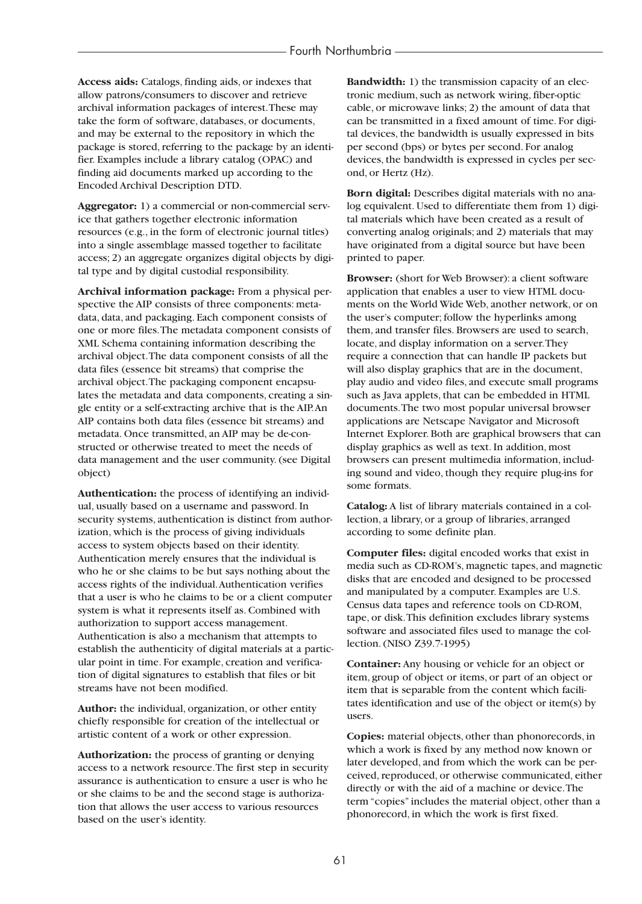**Access aids:** Catalogs, finding aids, or indexes that allow patrons/consumers to discover and retrieve archival information packages of interest. These may take the form of software, databases, or documents, and may be external to the repository in which the package is stored, referring to the package by an identifier. Examples include a library catalog (OPAC) and finding aid documents marked up according to the Encoded Archival Description DTD.

**Aggregator:** 1) a commercial or non-commercial service that gathers together electronic information resources (e.g., in the form of electronic journal titles) into a single assemblage massed together to facilitate access; 2) an aggregate organizes digital objects by digital type and by digital custodial responsibility.

**Archival information package:** From a physical perspective the AIP consists of three components: metadata, data, and packaging. Each component consists of one or more files. The metadata component consists of XML Schema containing information describing the archival object. The data component consists of all the data files (essence bit streams) that comprise the archival object. The packaging component encapsulates the metadata and data components, creating a single entity or a self-extracting archive that is the AIP. An AIP contains both data files (essence bit streams) and metadata. Once transmitted, an AIP may be de-constructed or otherwise treated to meet the needs of data management and the user community. (see Digital object)

**Authentication:** the process of identifying an individual, usually based on a username and password. In security systems, authentication is distinct from authorization, which is the process of giving individuals access to system objects based on their identity. Authentication merely ensures that the individual is who he or she claims to be but says nothing about the access rights of the individual. Authentication verifies that a user is who he claims to be or a client computer system is what it represents itself as. Combined with authorization to support access management. Authentication is also a mechanism that attempts to establish the authenticity of digital materials at a particular point in time. For example, creation and verification of digital signatures to establish that files or bit streams have not been modified.

**Author:** the individual, organization, or other entity chiefly responsible for creation of the intellectual or artistic content of a work or other expression.

**Authorization:** the process of granting or denying access to a network resource. The first step in security assurance is authentication to ensure a user is who he or she claims to be and the second stage is authorization that allows the user access to various resources based on the user's identity.

**Bandwidth:** 1) the transmission capacity of an electronic medium, such as network wiring, fiber-optic cable, or microwave links; 2) the amount of data that can be transmitted in a fixed amount of time. For digital devices, the bandwidth is usually expressed in bits per second (bps) or bytes per second. For analog devices, the bandwidth is expressed in cycles per second, or Hertz (Hz).

**Born digital:** Describes digital materials with no analog equivalent. Used to differentiate them from 1) digital materials which have been created as a result of converting analog originals; and 2) materials that may have originated from a digital source but have been printed to paper.

**Browser:** (short for Web Browser): a client software application that enables a user to view HTML documents on the World Wide Web, another network, or on the user's computer; follow the hyperlinks among them, and transfer files. Browsers are used to search, locate, and display information on a server. They require a connection that can handle IP packets but will also display graphics that are in the document, play audio and video files, and execute small programs such as Java applets, that can be embedded in HTML documents. The two most popular universal browser applications are Netscape Navigator and Microsoft Internet Explorer. Both are graphical browsers that can display graphics as well as text. In addition, most browsers can present multimedia information, including sound and video, though they require plug-ins for some formats.

**Catalog:** A list of library materials contained in a collection, a library, or a group of libraries, arranged according to some definite plan.

**Computer files:** digital encoded works that exist in media such as CD-ROM's, magnetic tapes, and magnetic disks that are encoded and designed to be processed and manipulated by a computer. Examples are U.S. Census data tapes and reference tools on CD-ROM, tape, or disk. This definition excludes library systems software and associated files used to manage the collection. (NISO Z39.7-1995)

**Container:** Any housing or vehicle for an object or item, group of object or items, or part of an object or item that is separable from the content which facilitates identification and use of the object or item(s) by users.

**Copies:** material objects, other than phonorecords, in which a work is fixed by any method now known or later developed, and from which the work can be perceived, reproduced, or otherwise communicated, either directly or with the aid of a machine or device. The term "copies" includes the material object, other than a phonorecord, in which the work is first fixed.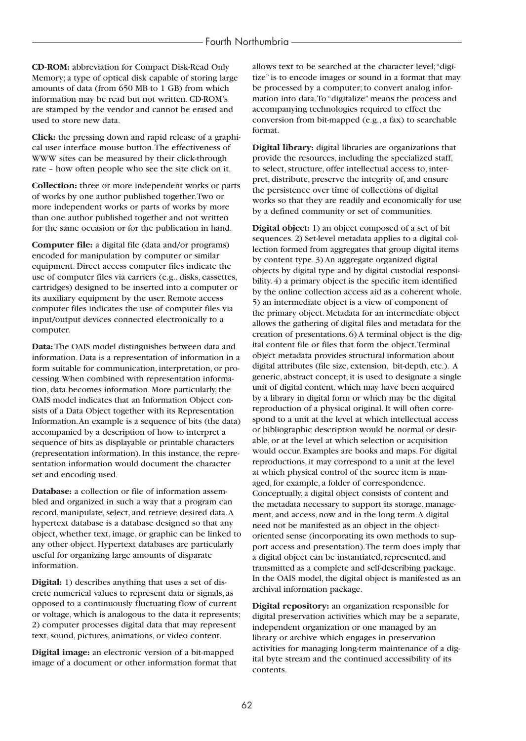**CD-ROM:** abbreviation for Compact Disk-Read Only Memory; a type of optical disk capable of storing large amounts of data (from 650 MB to 1 GB) from which information may be read but not written. CD-ROM's are stamped by the vendor and cannot be erased and used to store new data.

**Click:** the pressing down and rapid release of a graphical user interface mouse button. The effectiveness of WWW sites can be measured by their click-through rate – how often people who see the site click on it.

**Collection:** three or more independent works or parts of works by one author published together. Two or more independent works or parts of works by more than one author published together and not written for the same occasion or for the publication in hand.

**Computer file:** a digital file (data and/or programs) encoded for manipulation by computer or similar equipment. Direct access computer files indicate the use of computer files via carriers (e.g., disks, cassettes, cartridges) designed to be inserted into a computer or its auxiliary equipment by the user. Remote access computer files indicates the use of computer files via input/output devices connected electronically to a computer.

**Data:** The OAIS model distinguishes between data and information. Data is a representation of information in a form suitable for communication, interpretation, or processing. When combined with representation information, data becomes information. More particularly, the OAIS model indicates that an Information Object consists of a Data Object together with its Representation Information. An example is a sequence of bits (the data) accompanied by a description of how to interpret a sequence of bits as displayable or printable characters (representation information). In this instance, the representation information would document the character set and encoding used.

**Database:** a collection or file of information assembled and organized in such a way that a program can record, manipulate, select, and retrieve desired data. A hypertext database is a database designed so that any object, whether text, image, or graphic can be linked to any other object. Hypertext databases are particularly useful for organizing large amounts of disparate information.

**Digital:** 1) describes anything that uses a set of discrete numerical values to represent data or signals, as opposed to a continuously fluctuating flow of current or voltage, which is analogous to the data it represents; 2) computer processes digital data that may represent text, sound, pictures, animations, or video content.

**Digital image:** an electronic version of a bit-mapped image of a document or other information format that allows text to be searched at the character level; "digitize" is to encode images or sound in a format that may be processed by a computer; to convert analog information into data. To "digitalize" means the process and accompanying technologies required to effect the conversion from bit-mapped (e.g., a fax) to searchable format.

**Digital library:** digital libraries are organizations that provide the resources, including the specialized staff, to select, structure, offer intellectual access to, interpret, distribute, preserve the integrity of, and ensure the persistence over time of collections of digital works so that they are readily and economically for use by a defined community or set of communities.

**Digital object:** 1) an object composed of a set of bit sequences. 2) Set-level metadata applies to a digital collection formed from aggregates that group digital items by content type. 3) An aggregate organized digital objects by digital type and by digital custodial responsibility. 4) a primary object is the specific item identified by the online collection access aid as a coherent whole. 5) an intermediate object is a view of component of the primary object. Metadata for an intermediate object allows the gathering of digital files and metadata for the creation of presentations. 6) A terminal object is the digital content file or files that form the object. Terminal object metadata provides structural information about digital attributes (file size, extension, bit-depth, etc.). A generic, abstract concept, it is used to designate a single unit of digital content, which may have been acquired by a library in digital form or which may be the digital reproduction of a physical original. It will often correspond to a unit at the level at which intellectual access or bibliographic description would be normal or desirable, or at the level at which selection or acquisition would occur. Examples are books and maps. For digital reproductions, it may correspond to a unit at the level at which physical control of the source item is managed, for example, a folder of correspondence. Conceptually, a digital object consists of content and the metadata necessary to support its storage, management, and access, now and in the long term. A digital need not be manifested as an object in the object-oriented sense (incorporating its own methods to support access and presentation). The term does imply that a digital object can be instantiated, represented, and transmitted as a complete and self-describing package. In the OAIS model, the digital object is manifested as an archival information package.

**Digital repository:** an organization responsible for digital preservation activities which may be a separate, independent organization or one managed by an library or archive which engages in preservation activities for managing long-term maintenance of a digital byte stream and the continued accessibility of its contents.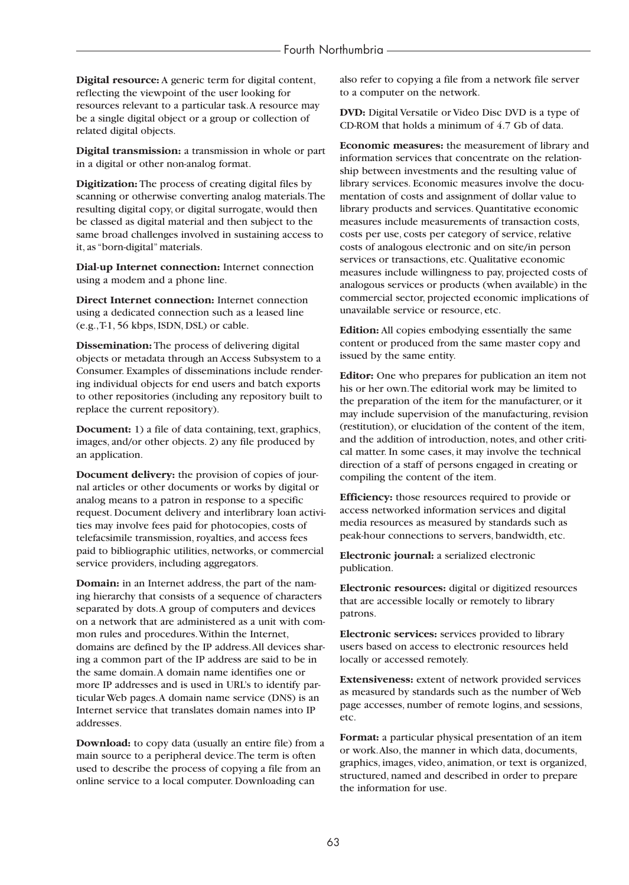**Digital resource:** A generic term for digital content, reflecting the viewpoint of the user looking for resources relevant to a particular task. A resource may be a single digital object or a group or collection of related digital objects.

**Digital transmission:** a transmission in whole or part in a digital or other non-analog format.

**Digitization:** The process of creating digital files by scanning or otherwise converting analog materials. The resulting digital copy, or digital surrogate, would then be classed as digital material and then subject to the same broad challenges involved in sustaining access to it, as "born-digital" materials.

**Dial-up Internet connection:** Internet connection using a modem and a phone line.

**Direct Internet connection:** Internet connection using a dedicated connection such as a leased line (e.g., T-1, 56 kbps, ISDN, DSL) or cable.

**Dissemination:** The process of delivering digital objects or metadata through an Access Subsystem to a Consumer. Examples of disseminations include rendering individual objects for end users and batch exports to other repositories (including any repository built to replace the current repository).

**Document:** 1) a file of data containing, text, graphics, images, and/or other objects. 2) any file produced by an application.

**Document delivery:** the provision of copies of journal articles or other documents or works by digital or analog means to a patron in response to a specific request. Document delivery and interlibrary loan activities may involve fees paid for photocopies, costs of telefacsimile transmission, royalties, and access fees paid to bibliographic utilities, networks, or commercial service providers, including aggregators.

**Domain:** in an Internet address, the part of the naming hierarchy that consists of a sequence of characters separated by dots. A group of computers and devices on a network that are administered as a unit with common rules and procedures. Within the Internet, domains are defined by the IP address. All devices sharing a common part of the IP address are said to be in the same domain. A domain name identifies one or more IP addresses and is used in URL's to identify particular Web pages. A domain name service (DNS) is an Internet service that translates domain names into IP addresses.

**Download:** to copy data (usually an entire file) from a main source to a peripheral device. The term is often used to describe the process of copying a file from an online service to a local computer. Downloading can also refer to copying a file from a network file server to a computer on the network.

**DVD:** Digital Versatile or Video Disc DVD is a type of CD-ROM that holds a minimum of 4.7 Gb of data.

**Economic measures:** the measurement of library and information services that concentrate on the relationship between investments and the resulting value of library services. Economic measures involve the documentation of costs and assignment of dollar value to library products and services. Quantitative economic measures include measurements of transaction costs, costs per use, costs per category of service, relative costs of analogous electronic and on site/in person services or transactions, etc. Qualitative economic measures include willingness to pay, projected costs of analogous services or products (when available) in the commercial sector, projected economic implications of unavailable service or resource, etc.

**Edition:** All copies embodying essentially the same content or produced from the same master copy and issued by the same entity.

**Editor:** One who prepares for publication an item not his or her own. The editorial work may be limited to the preparation of the item for the manufacturer, or it may include supervision of the manufacturing, revision (restitution), or elucidation of the content of the item, and the addition of introduction, notes, and other critical matter. In some cases, it may involve the technical direction of a staff of persons engaged in creating or compiling the content of the item.

**Efficiency:** those resources required to provide or access networked information services and digital media resources as measured by standards such as peak-hour connections to servers, bandwidth, etc.

**Electronic journal:** a serialized electronic publication.

**Electronic resources:** digital or digitized resources that are accessible locally or remotely to library patrons.

**Electronic services:** services provided to library users based on access to electronic resources held locally or accessed remotely.

**Extensiveness:** extent of network provided services as measured by standards such as the number of Web page accesses, number of remote logins, and sessions, etc.

**Format:** a particular physical presentation of an item or work. Also, the manner in which data, documents, graphics, images, video, animation, or text is organized, structured, named and described in order to prepare the information for use.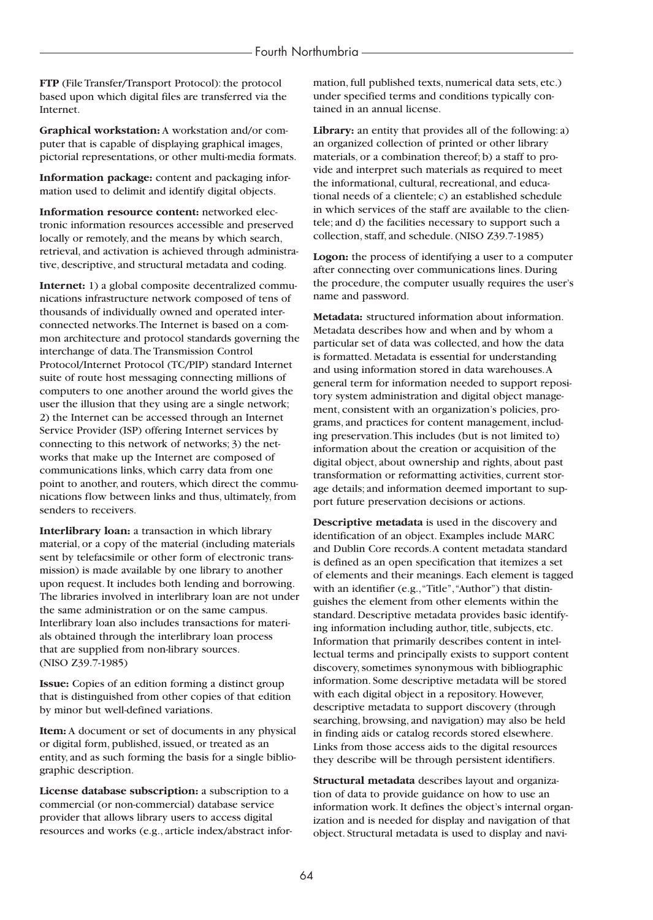**FTP** (File Transfer/Transport Protocol): the protocol based upon which digital files are transferred via the Internet.

**Graphical workstation:** A workstation and/or computer that is capable of displaying graphical images, pictorial representations, or other multi-media formats.

**Information package:** content and packaging information used to delimit and identify digital objects.

**Information resource content:** networked electronic information resources accessible and preserved locally or remotely, and the means by which search, retrieval, and activation is achieved through administrative, descriptive, and structural metadata and coding.

**Internet:** 1) a global composite decentralized communications infrastructure network composed of tens of thousands of individually owned and operated interconnected networks. The Internet is based on a common architecture and protocol standards governing the interchange of data. The Transmission Control Protocol/Internet Protocol (TC/PIP) standard Internet suite of route host messaging connecting millions of computers to one another around the world gives the user the illusion that they using are a single network; 2) the Internet can be accessed through an Internet Service Provider (ISP) offering Internet services by connecting to this network of networks; 3) the networks that make up the Internet are composed of communications links, which carry data from one point to another, and routers, which direct the communications flow between links and thus, ultimately, from senders to receivers.

**Interlibrary loan:** a transaction in which library material, or a copy of the material (including materials sent by telefacsimile or other form of electronic transmission) is made available by one library to another upon request. It includes both lending and borrowing. The libraries involved in interlibrary loan are not under the same administration or on the same campus. Interlibrary loan also includes transactions for materials obtained through the interlibrary loan process that are supplied from non-library sources. (NISO Z39.7-1985)

**Issue:** Copies of an edition forming a distinct group that is distinguished from other copies of that edition by minor but well-defined variations.

**Item:** A document or set of documents in any physical or digital form, published, issued, or treated as an entity, and as such forming the basis for a single bibliographic description.

**License database subscription:** a subscription to a commercial (or non-commercial) database service provider that allows library users to access digital resources and works (e.g., article index/abstract information, full published texts, numerical data sets, etc.) under specified terms and conditions typically contained in an annual license.

**Library:** an entity that provides all of the following: a) an organized collection of printed or other library materials, or a combination thereof; b) a staff to provide and interpret such materials as required to meet the informational, cultural, recreational, and educational needs of a clientele; c) an established schedule in which services of the staff are available to the clientele; and d) the facilities necessary to support such a collection, staff, and schedule. (NISO Z39.7-1985)

**Logon:** the process of identifying a user to a computer after connecting over communications lines. During the procedure, the computer usually requires the user's name and password.

**Metadata:** structured information about information. Metadata describes how and when and by whom a particular set of data was collected, and how the data is formatted. Metadata is essential for understanding and using information stored in data warehouses. A general term for information needed to support repository system administration and digital object management, consistent with an organization's policies, programs, and practices for content management, including preservation. This includes (but is not limited to) information about the creation or acquisition of the digital object, about ownership and rights, about past transformation or reformatting activities, current storage details; and information deemed important to support future preservation decisions or actions.

**Descriptive metadata** is used in the discovery and identification of an object. Examples include MARC and Dublin Core records. A content metadata standard is defined as an open specification that itemizes a set of elements and their meanings. Each element is tagged with an identifier (e.g., "Title", "Author") that distinguishes the element from other elements within the standard. Descriptive metadata provides basic identifying information including author, title, subjects, etc. Information that primarily describes content in intellectual terms and principally exists to support content discovery, sometimes synonymous with bibliographic information. Some descriptive metadata will be stored with each digital object in a repository. However, descriptive metadata to support discovery (through searching, browsing, and navigation) may also be held in finding aids or catalog records stored elsewhere. Links from those access aids to the digital resources they describe will be through persistent identifiers.

**Structural metadata** describes layout and organization of data to provide guidance on how to use an information work. It defines the object's internal organization and is needed for display and navigation of that object. Structural metadata is used to display and navi-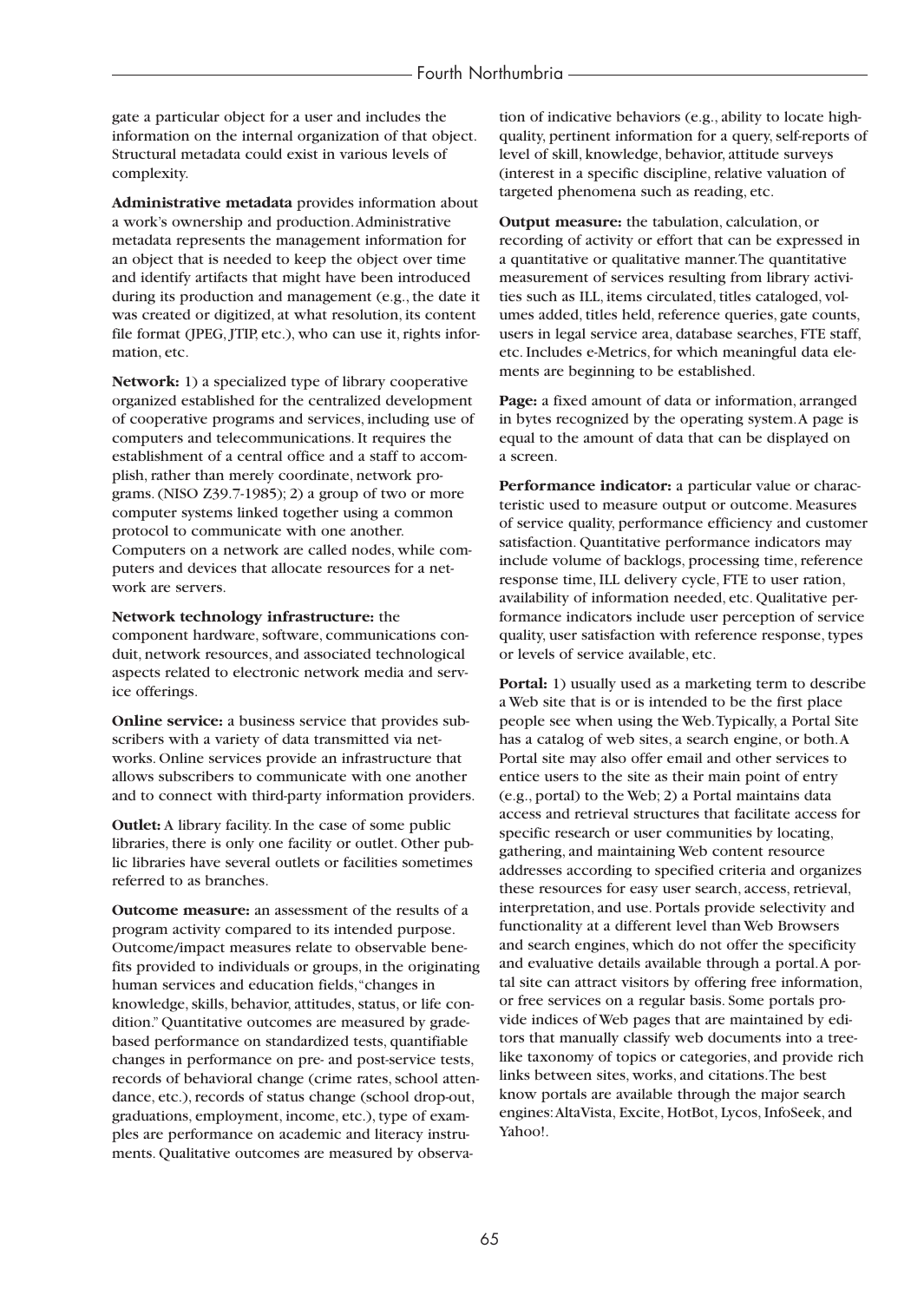gate a particular object for a user and includes the information on the internal organization of that object. Structural metadata could exist in various levels of complexity.

**Administrative metadata** provides information about a work's ownership and production. Administrative metadata represents the management information for an object that is needed to keep the object over time and identify artifacts that might have been introduced during its production and management (e.g., the date it was created or digitized, at what resolution, its content file format (JPEG, JTIP, etc.), who can use it, rights information, etc.

**Network:** 1) a specialized type of library cooperative organized established for the centralized development of cooperative programs and services, including use of computers and telecommunications. It requires the establishment of a central office and a staff to accomplish, rather than merely coordinate, network programs. (NISO Z39.7-1985); 2) a group of two or more computer systems linked together using a common protocol to communicate with one another. Computers on a network are called nodes, while computers and devices that allocate resources for a network are servers.

**Network technology infrastructure:** the component hardware, software, communications conduit, network resources, and associated technological aspects related to electronic network media and service offerings.

**Online service:** a business service that provides subscribers with a variety of data transmitted via networks. Online services provide an infrastructure that allows subscribers to communicate with one another and to connect with third-party information providers.

**Outlet:** A library facility. In the case of some public libraries, there is only one facility or outlet. Other public libraries have several outlets or facilities sometimes referred to as branches.

**Outcome measure:** an assessment of the results of a program activity compared to its intended purpose. Outcome/impact measures relate to observable benefits provided to individuals or groups, in the originating human services and education fields, "changes in knowledge, skills, behavior, attitudes, status, or life condition." Quantitative outcomes are measured by grade-based performance on standardized tests, quantifiable changes in performance on pre- and post-service tests, records of behavioral change (crime rates, school attendance, etc.), records of status change (school drop-out, graduations, employment, income, etc.), type of examples are performance on academic and literacy instruments. Qualitative outcomes are measured by observation of indicative behaviors (e.g., ability to locate high-quality, pertinent information for a query, self-reports of level of skill, knowledge, behavior, attitude surveys (interest in a specific discipline, relative valuation of targeted phenomena such as reading, etc.

**Output measure:** the tabulation, calculation, or recording of activity or effort that can be expressed in a quantitative or qualitative manner. The quantitative measurement of services resulting from library activities such as ILL, items circulated, titles cataloged, volumes added, titles held, reference queries, gate counts, users in legal service area, database searches, FTE staff, etc. Includes e-Metrics, for which meaningful data elements are beginning to be established.

**Page:** a fixed amount of data or information, arranged in bytes recognized by the operating system. A page is equal to the amount of data that can be displayed on a screen.

**Performance indicator:** a particular value or characteristic used to measure output or outcome. Measures of service quality, performance efficiency and customer satisfaction. Quantitative performance indicators may include volume of backlogs, processing time, reference response time, ILL delivery cycle, FTE to user ration, availability of information needed, etc. Qualitative performance indicators include user perception of service quality, user satisfaction with reference response, types or levels of service available, etc.

**Portal:** 1) usually used as a marketing term to describe a Web site that is or is intended to be the first place people see when using the Web. Typically, a Portal Site has a catalog of web sites, a search engine, or both. A Portal site may also offer email and other services to entice users to the site as their main point of entry (e.g., portal) to the Web; 2) a Portal maintains data access and retrieval structures that facilitate access for specific research or user communities by locating, gathering, and maintaining Web content resource addresses according to specified criteria and organizes these resources for easy user search, access, retrieval, interpretation, and use. Portals provide selectivity and functionality at a different level than Web Browsers and search engines, which do not offer the specificity and evaluative details available through a portal. A portal site can attract visitors by offering free information, or free services on a regular basis. Some portals provide indices of Web pages that are maintained by editors that manually classify web documents into a tree-like taxonomy of topics or categories, and provide rich links between sites, works, and citations. The best know portals are available through the major search engines: AltaVista, Excite, HotBot, Lycos, InfoSeek, and Yahoo!.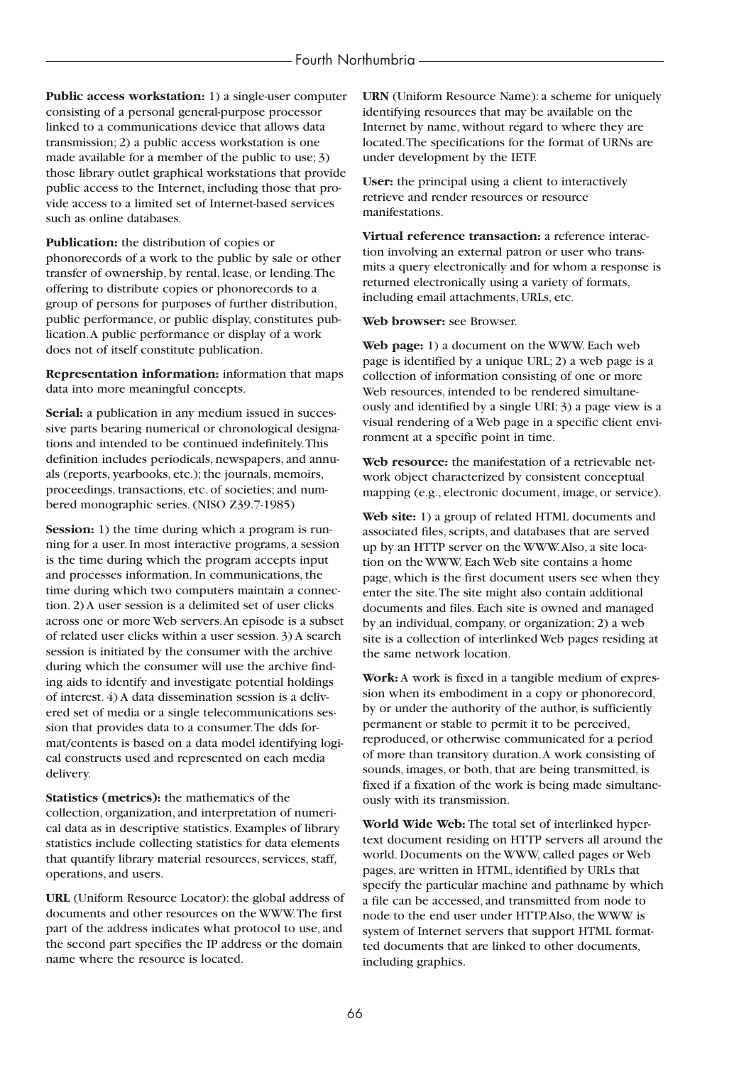**Public access workstation:** 1) a single-user computer consisting of a personal general-purpose processor linked to a communications device that allows data transmission; 2) a public access workstation is one made available for a member of the public to use; 3) those library outlet graphical workstations that provide public access to the Internet, including those that provide access to a limited set of Internet-based services such as online databases.

**Publication:** the distribution of copies or phonorecords of a work to the public by sale or other transfer of ownership, by rental, lease, or lending. The offering to distribute copies or phonorecords to a group of persons for purposes of further distribution, public performance, or public display, constitutes publication. A public performance or display of a work does not of itself constitute publication.

**Representation information:** information that maps data into more meaningful concepts.

**Serial:** a publication in any medium issued in successive parts bearing numerical or chronological designations and intended to be continued indefinitely. This definition includes periodicals, newspapers, and annuals (reports, yearbooks, etc.); the journals, memoirs, proceedings, transactions, etc. of societies; and numbered monographic series. (NISO Z39.7-1985)

**Session:** 1) the time during which a program is running for a user. In most interactive programs, a session is the time during which the program accepts input and processes information. In communications, the time during which two computers maintain a connection. 2) A user session is a delimited set of user clicks across one or more Web servers. An episode is a subset of related user clicks within a user session. 3) A search session is initiated by the consumer with the archive during which the consumer will use the archive finding aids to identify and investigate potential holdings of interest. 4) A data dissemination session is a delivered set of media or a single telecommunications session that provides data to a consumer. The dds format/contents is based on a data model identifying logical constructs used and represented on each media delivery.

**Statistics (metrics):** the mathematics of the collection, organization, and interpretation of numerical data as in descriptive statistics. Examples of library statistics include collecting statistics for data elements that quantify library material resources, services, staff, operations, and users.

**URL** (Uniform Resource Locator): the global address of documents and other resources on the WWW. The first part of the address indicates what protocol to use, and the second part specifies the IP address or the domain name where the resource is located.

**URN** (Uniform Resource Name): a scheme for uniquely identifying resources that may be available on the Internet by name, without regard to where they are located. The specifications for the format of URNs are under development by the IETF.

**User:** the principal using a client to interactively retrieve and render resources or resource manifestations.

**Virtual reference transaction:** a reference interaction involving an external patron or user who transmits a query electronically and for whom a response is returned electronically using a variety of formats, including email attachments, URLs, etc.

**Web browser:** see Browser.

**Web page:** 1) a document on the WWW. Each web page is identified by a unique URL; 2) a web page is a collection of information consisting of one or more Web resources, intended to be rendered simultaneously and identified by a single URI; 3) a page view is a visual rendering of a Web page in a specific client environment at a specific point in time.

**Web resource:** the manifestation of a retrievable network object characterized by consistent conceptual mapping (e.g., electronic document, image, or service).

**Web site:** 1) a group of related HTML documents and associated files, scripts, and databases that are served up by an HTTP server on the WWW. Also, a site location on the WWW. Each Web site contains a home page, which is the first document users see when they enter the site. The site might also contain additional documents and files. Each site is owned and managed by an individual, company, or organization; 2) a web site is a collection of interlinked Web pages residing at the same network location.

**Work:** A work is fixed in a tangible medium of expression when its embodiment in a copy or phonorecord, by or under the authority of the author, is sufficiently permanent or stable to permit it to be perceived, reproduced, or otherwise communicated for a period of more than transitory duration. A work consisting of sounds, images, or both, that are being transmitted, is fixed if a fixation of the work is being made simultaneously with its transmission.

**World Wide Web:** The total set of interlinked hypertext document residing on HTTP servers all around the world. Documents on the WWW, called pages or Web pages, are written in HTML, identified by URLs that specify the particular machine and pathname by which a file can be accessed, and transmitted from node to node to the end user under HTTP. Also, the WWW is system of Internet servers that support HTML formatted documents that are linked to other documents, including graphics.